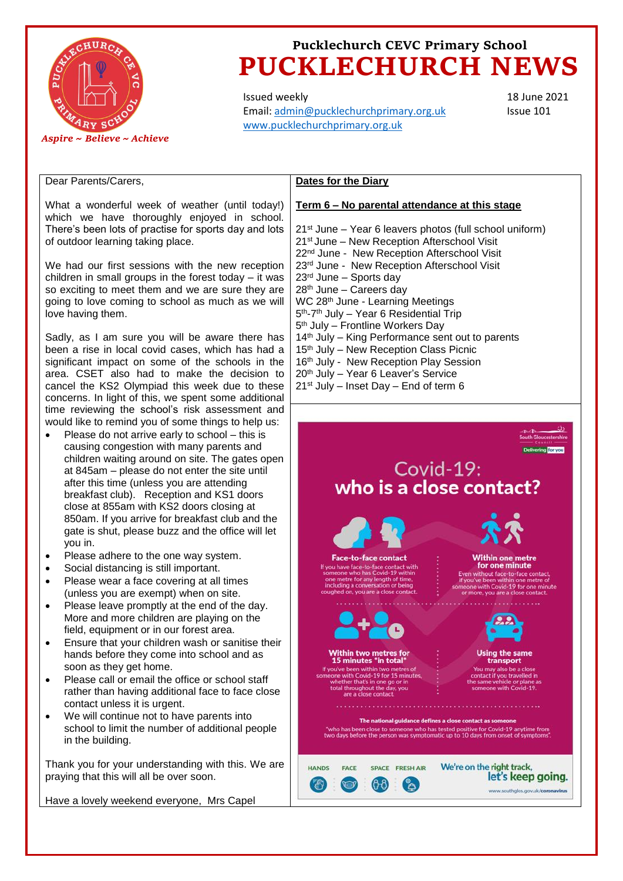Pucklechurch CEVC Primary School

# PUCKLECHURCH NEWS

*Aspire ~ Believe ~ Achieve*

Issued weekly
Email: admin@pucklechurchprimary.org.uk
www.pucklechurchprimary.org.uk

18 June 2021
Issue 101

Dear Parents/Carers,

What a wonderful week of weather (until today!) which we have thoroughly enjoyed in school. There's been lots of practise for sports day and lots of outdoor learning taking place.

We had our first sessions with the new reception children in small groups in the forest today – it was so exciting to meet them and we are sure they are going to love coming to school as much as we will love having them.

Sadly, as I am sure you will be aware there has been a rise in local covid cases, which has had a significant impact on some of the schools in the area. CSET also had to make the decision to cancel the KS2 Olympiad this week due to these concerns. In light of this, we spent some additional time reviewing the school's risk assessment and would like to remind you of some things to help us:

- Please do not arrive early to school – this is causing congestion with many parents and children waiting around on site. The gates open at 845am – please do not enter the site until after this time (unless you are attending breakfast club). Reception and KS1 doors close at 855am with KS2 doors closing at 850am. If you arrive for breakfast club and the gate is shut, please buzz and the office will let you in.
- Please adhere to the one way system.
- Social distancing is still important.
- Please wear a face covering at all times (unless you are exempt) when on site.
- Please leave promptly at the end of the day. More and more children are playing on the field, equipment or in our forest area.
- Ensure that your children wash or sanitise their hands before they come into school and as soon as they get home.
- Please call or email the office or school staff rather than having additional face to face close contact unless it is urgent.
- We will continue not to have parents into school to limit the number of additional people in the building.

Thank you for your understanding with this. We are praying that this will all be over soon.

Have a lovely weekend everyone, Mrs Capel

**Dates for the Diary**

**Term 6 – No parental attendance at this stage**

21st June – Year 6 leavers photos (full school uniform)
21st June – New Reception Afterschool Visit
22nd June - New Reception Afterschool Visit
23rd June - New Reception Afterschool Visit
23rd June – Sports day
28th June – Careers day
WC 28th June - Learning Meetings
5th-7th July – Year 6 Residential Trip
5th July – Frontline Workers Day
14th July – King Performance sent out to parents
15th July – New Reception Class Picnic
16th July - New Reception Play Session
20th July – Year 6 Leaver's Service
21st July – Inset Day – End of term 6

South Gloucestershire Council
Delivering for you

## Covid-19: who is a close contact?

**Face-to-face contact**
If you have face-to-face contact with someone who has Covid-19 within one metre for any length of time, including a conversation or being coughed on, you are a close contact.

**Within one metre for one minute**
Even without face-to-face contact, if you've been within one metre of someone with Covid-19 for one minute or more, you are a close contact.

**Within two metres for 15 minutes \*in total\***
If you've been within two metres of someone with Covid-19 for 15 minutes, whether that's in one go or in total throughout the day, you are a close contact.

**Using the same transport**
You may also be a close contact if you travelled in the same vehicle or plane as someone with Covid-19.

**The national guidance defines a close contact as someone**
"who has been close to someone who has tested positive for Covid-19 anytime from two days before the person was symptomatic up to 10 days from onset of symptoms".

HANDS FACE SPACE FRESH AIR

We're on the right track, let's keep going.

www.southglos.gov.uk/coronavirus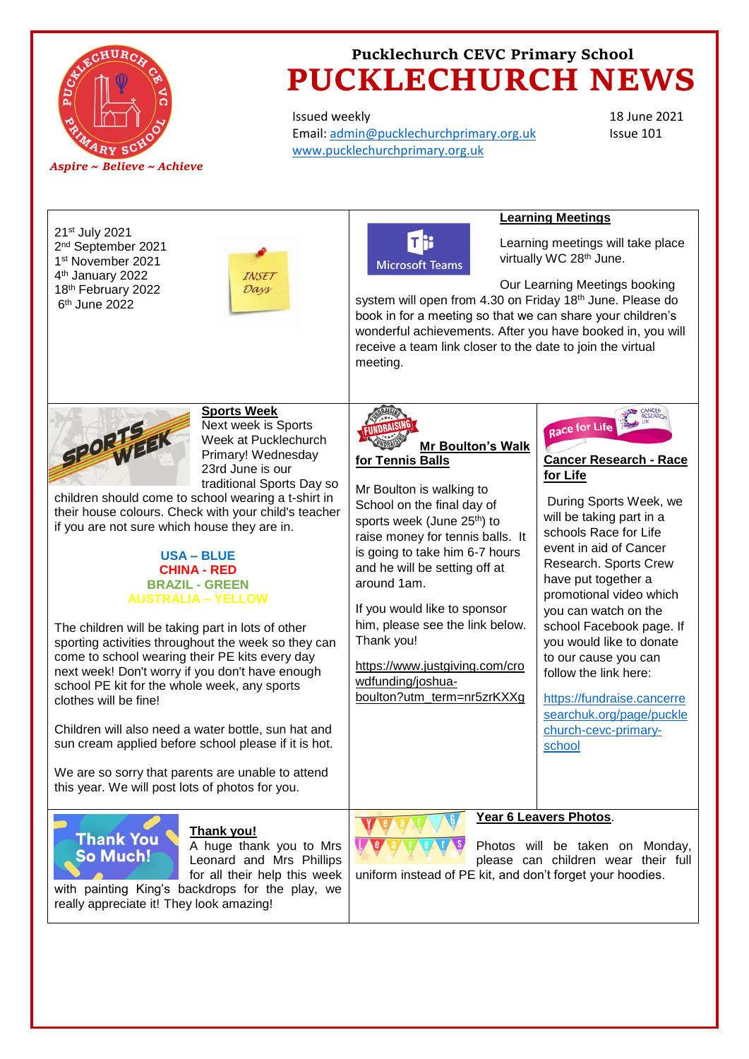Pucklechurch CEVC Primary School

# PUCKLECHURCH NEWS

Aspire ~ Believe ~ Achieve

Issued weekly
Email: admin@pucklechurchprimary.org.uk
www.pucklechurchprimary.org.uk

18 June 2021
Issue 101

21st July 2021
2nd September 2021
1st November 2021
4th January 2022
18th February 2022
6th June 2022

INSET Days

## Learning Meetings

Learning meetings will take place virtually WC 28th June.

Our Learning Meetings booking system will open from 4.30 on Friday 18th June. Please do book in for a meeting so that we can share your children's wonderful achievements. After you have booked in, you will receive a team link closer to the date to join the virtual meeting.

## Sports Week

Next week is Sports Week at Pucklechurch Primary! Wednesday 23rd June is our traditional Sports Day so children should come to school wearing a t-shirt in their house colours. Check with your child's teacher if you are not sure which house they are in.

**USA – BLUE**
**CHINA - RED**
**BRAZIL - GREEN**
**AUSTRALIA – YELLOW**

The children will be taking part in lots of other sporting activities throughout the week so they can come to school wearing their PE kits every day next week! Don't worry if you don't have enough school PE kit for the whole week, any sports clothes will be fine!

Children will also need a water bottle, sun hat and sun cream applied before school please if it is hot.

We are so sorry that parents are unable to attend this year. We will post lots of photos for you.

## Mr Boulton's Walk for Tennis Balls

Mr Boulton is walking to School on the final day of sports week (June 25th) to raise money for tennis balls. It is going to take him 6-7 hours and he will be setting off at around 1am.

If you would like to sponsor him, please see the link below. Thank you!

https://www.justgiving.com/crowdfunding/joshua-boulton?utm_term=nr5zrKXXg

## Cancer Research - Race for Life

During Sports Week, we will be taking part in a schools Race for Life event in aid of Cancer Research. Sports Crew have put together a promotional video which you can watch on the school Facebook page. If you would like to donate to our cause you can follow the link here:

https://fundraise.cancerresearchuk.org/page/pucklechurch-cevc-primary-school

## Thank you!

A huge thank you to Mrs Leonard and Mrs Phillips for all their help this week with painting King's backdrops for the play, we really appreciate it! They look amazing!

## Year 6 Leavers Photos.

Photos will be taken on Monday, please can children wear their full uniform instead of PE kit, and don't forget your hoodies.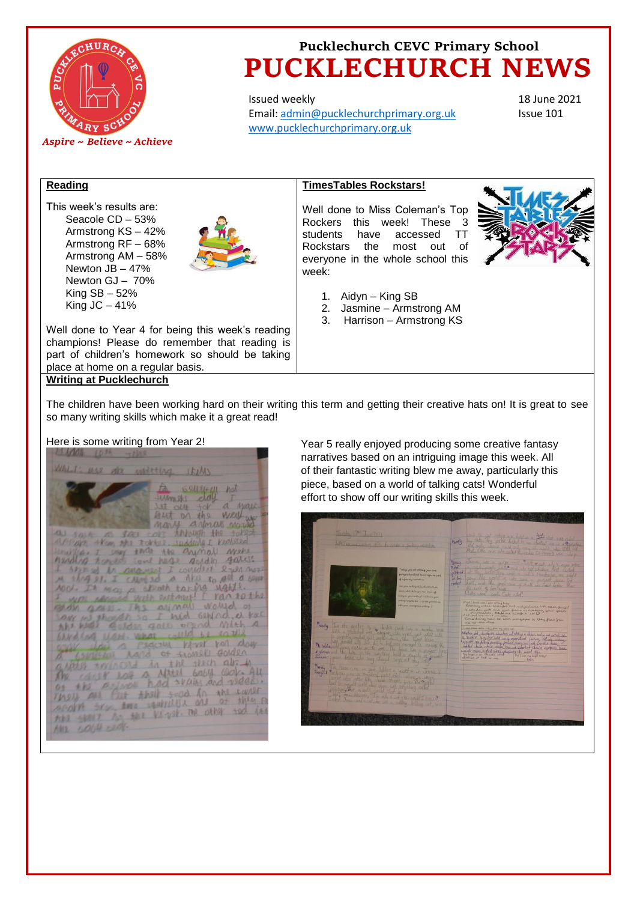Pucklechurch CEVC Primary School

# PUCKLECHURCH NEWS

Issued weekly
Email: admin@pucklechurchprimary.org.uk
www.pucklechurchprimary.org.uk

18 June 2021
Issue 101

*Aspire ~ Believe ~ Achieve*

## Reading

This week's results are:

- Seacole CD – 53%
- Armstrong KS – 42%
- Armstrong RF – 68%
- Armstrong AM – 58%
- Newton JB – 47%
- Newton GJ – 70%
- King SB – 52%
- King JC – 41%

Well done to Year 4 for being this week's reading champions! Please do remember that reading is part of children's homework so should be taking place at home on a regular basis.

## TimesTables Rockstars!

Well done to Miss Coleman's Top Rockers this week! These 3 students have accessed TT Rockstars the most out of everyone in the whole school this week:

1. Aidyn – King SB
2. Jasmine – Armstrong AM
3. Harrison – Armstrong KS

## Writing at Pucklechurch

The children have been working hard on their writing this term and getting their creative hats on! It is great to see so many writing skills which make it a great read!

Here is some writing from Year 2!

Year 5 really enjoyed producing some creative fantasy narratives based on an intriguing image this week. All of their fantastic writing blew me away, particularly this piece, based on a world of talking cats! Wonderful effort to show off our writing skills this week.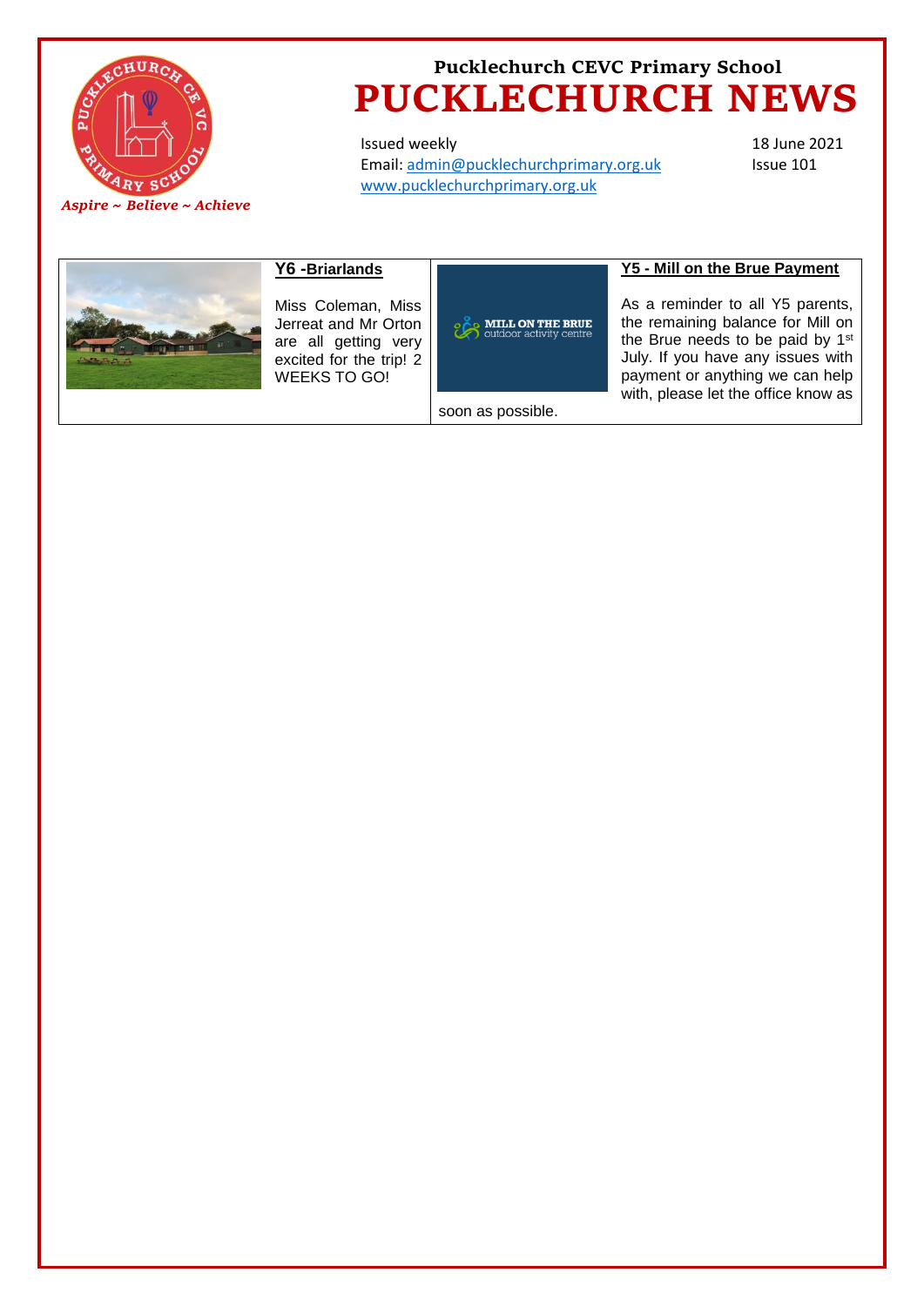Pucklechurch CEVC Primary School

# PUCKLECHURCH NEWS

*Aspire ~ Believe ~ Achieve*

Issued weekly
Email: admin@pucklechurchprimary.org.uk
www.pucklechurchprimary.org.uk

18 June 2021
Issue 101

## Y6 -Briarlands

Miss Coleman, Miss Jerreat and Mr Orton are all getting very excited for the trip! 2 WEEKS TO GO!

## Y5 - Mill on the Brue Payment

MILL ON THE BRUE outdoor activity centre

As a reminder to all Y5 parents, the remaining balance for Mill on the Brue needs to be paid by 1st July. If you have any issues with payment or anything we can help with, please let the office know as soon as possible.